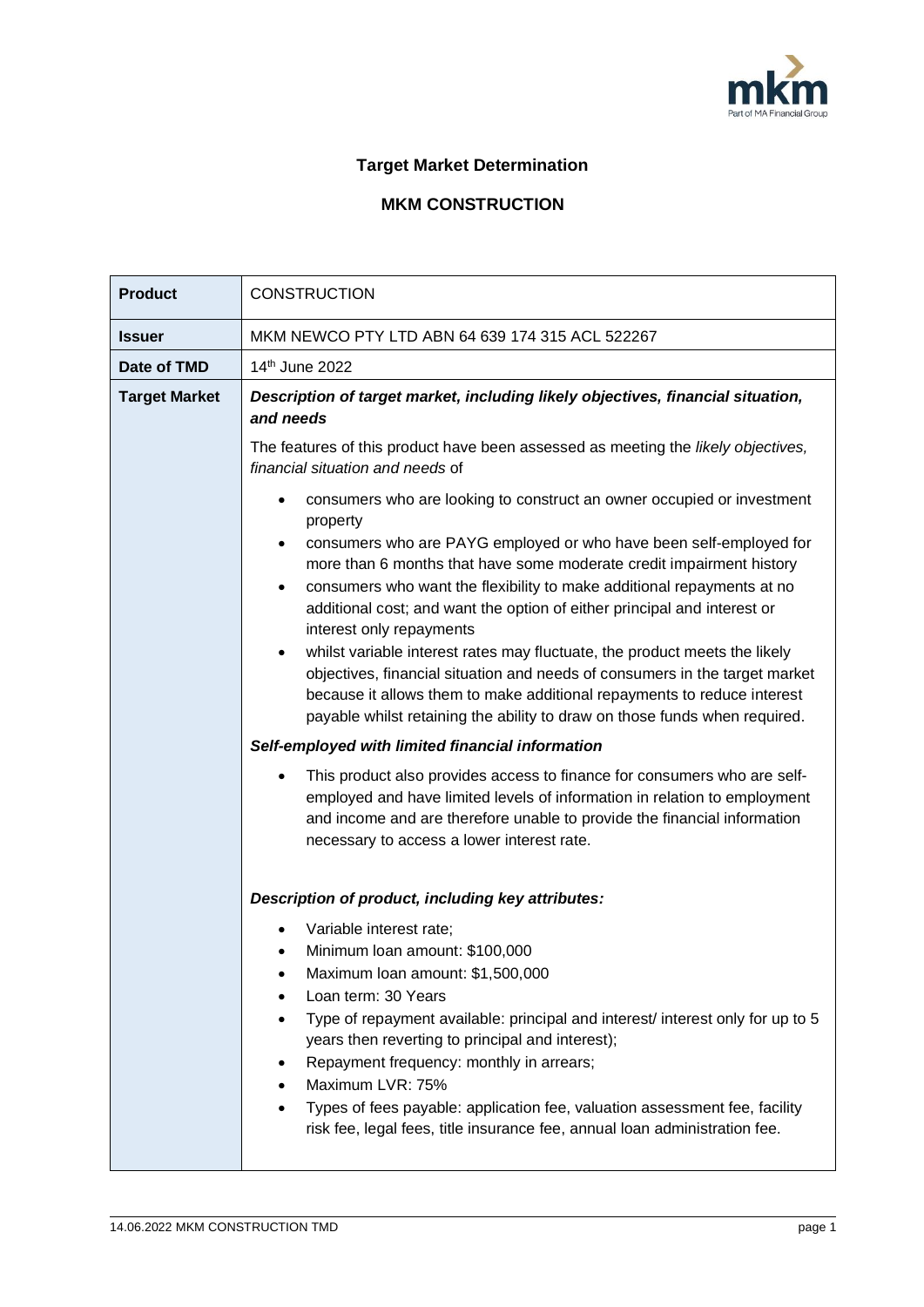## Target Market Determination

## MKM CONSTRUCTION

| Product | CONSTRUCTION |
| --- | --- |
| **Issuer** | MKM NEWCO PTY LTD ABN 64 639 174 315 ACL 522267 |
| **Date of TMD** | 14th June 2022 |
| **Target Market** | ***Description of target market, including likely objectives, financial situation, and needs***<br><br>The features of this product have been assessed as meeting the *likely objectives, financial situation and needs* of<br><br>• consumers who are looking to construct an owner occupied or investment property<br>• consumers who are PAYG employed or who have been self-employed for more than 6 months that have some moderate credit impairment history<br>• consumers who want the flexibility to make additional repayments at no additional cost; and want the option of either principal and interest or interest only repayments<br>• whilst variable interest rates may fluctuate, the product meets the likely objectives, financial situation and needs of consumers in the target market because it allows them to make additional repayments to reduce interest payable whilst retaining the ability to draw on those funds when required.<br><br>***Self-employed with limited financial information***<br><br>• This product also provides access to finance for consumers who are self-employed and have limited levels of information in relation to employment and income and are therefore unable to provide the financial information necessary to access a lower interest rate.<br><br>***Description of product, including key attributes:***<br><br>• Variable interest rate;<br>• Minimum loan amount: $100,000<br>• Maximum loan amount: $1,500,000<br>• Loan term: 30 Years<br>• Type of repayment available: principal and interest/ interest only for up to 5 years then reverting to principal and interest);<br>• Repayment frequency: monthly in arrears;<br>• Maximum LVR: 75%<br>• Types of fees payable: application fee, valuation assessment fee, facility risk fee, legal fees, title insurance fee, annual loan administration fee. |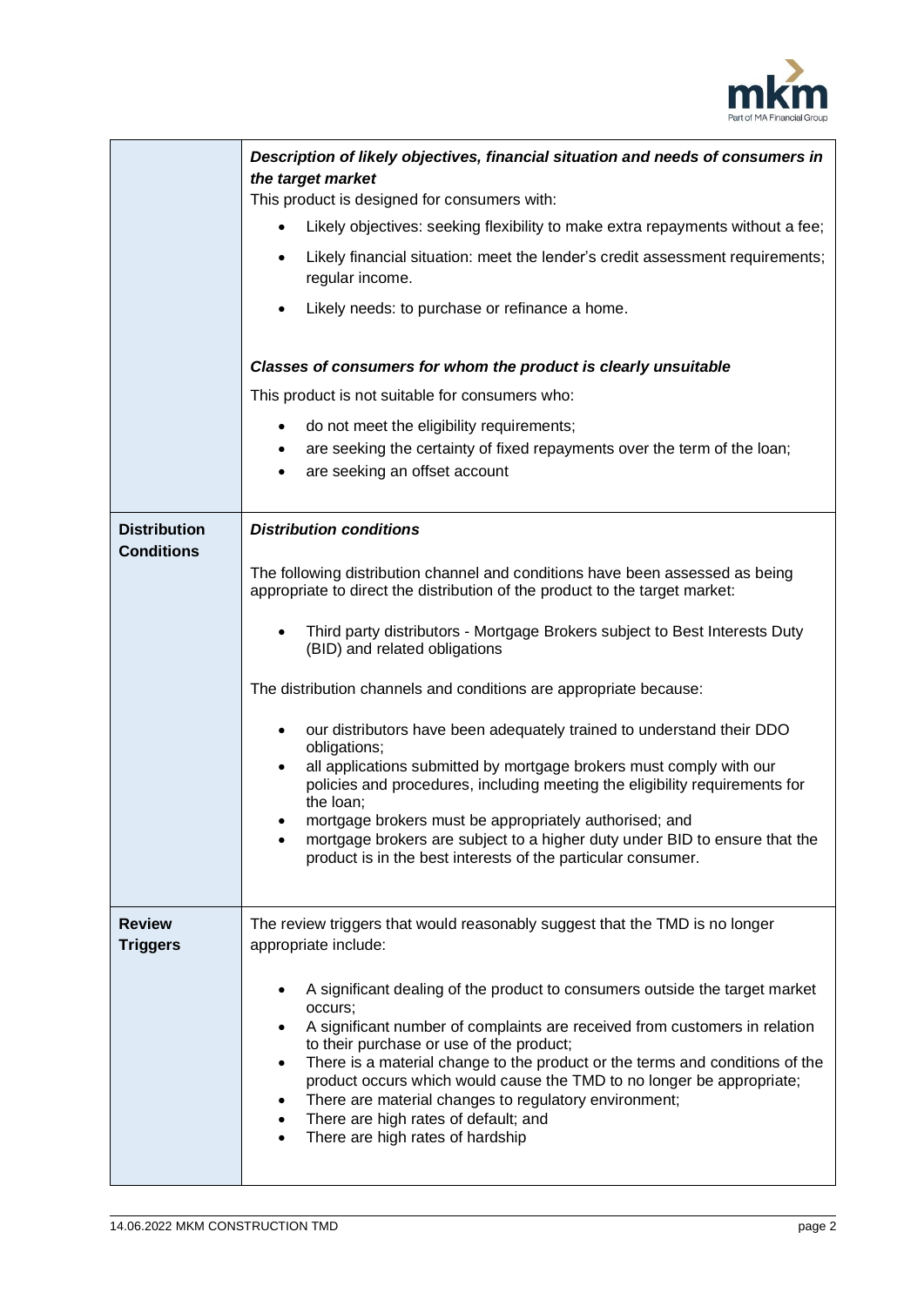| | |
|---|---|
| | ***Description of likely objectives, financial situation and needs of consumers in the target market*** <br> This product is designed for consumers with: <br> • Likely objectives: seeking flexibility to make extra repayments without a fee; <br> • Likely financial situation: meet the lender's credit assessment requirements; regular income. <br> • Likely needs: to purchase or refinance a home. <br><br> ***Classes of consumers for whom the product is clearly unsuitable*** <br> This product is not suitable for consumers who: <br> • do not meet the eligibility requirements; <br> • are seeking the certainty of fixed repayments over the term of the loan; <br> • are seeking an offset account |
| **Distribution Conditions** | ***Distribution conditions*** <br><br> The following distribution channel and conditions have been assessed as being appropriate to direct the distribution of the product to the target market: <br><br> • Third party distributors - Mortgage Brokers subject to Best Interests Duty (BID) and related obligations <br><br> The distribution channels and conditions are appropriate because: <br><br> • our distributors have been adequately trained to understand their DDO obligations; <br> • all applications submitted by mortgage brokers must comply with our policies and procedures, including meeting the eligibility requirements for the loan; <br> • mortgage brokers must be appropriately authorised; and <br> • mortgage brokers are subject to a higher duty under BID to ensure that the product is in the best interests of the particular consumer. |
| **Review Triggers** | The review triggers that would reasonably suggest that the TMD is no longer appropriate include: <br><br> • A significant dealing of the product to consumers outside the target market occurs; <br> • A significant number of complaints are received from customers in relation to their purchase or use of the product; <br> • There is a material change to the product or the terms and conditions of the product occurs which would cause the TMD to no longer be appropriate; <br> • There are material changes to regulatory environment; <br> • There are high rates of default; and <br> • There are high rates of hardship |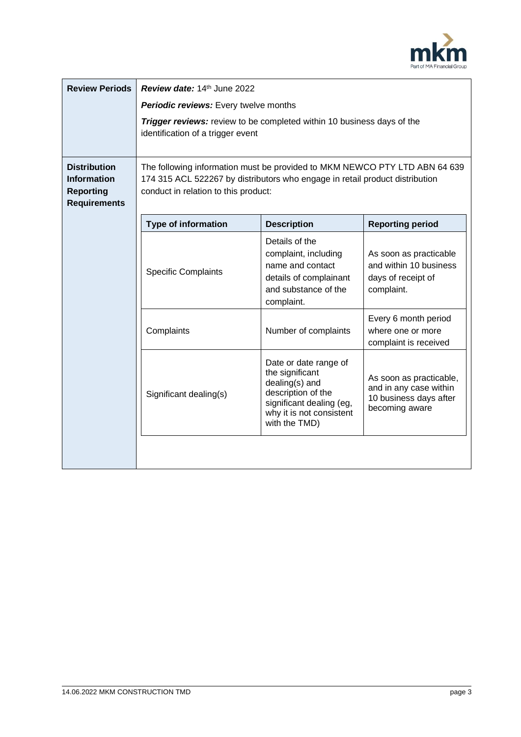| | |
|---|---|
| **Review Periods** | ***Review date:*** 14th June 2022<br>***Periodic reviews:*** Every twelve months<br>***Trigger reviews:*** review to be completed within 10 business days of the identification of a trigger event |
| **Distribution Information Reporting Requirements** | The following information must be provided to MKM NEWCO PTY LTD ABN 64 639 174 315 ACL 522267 by distributors who engage in retail product distribution conduct in relation to this product: |

| Type of information | Description | Reporting period |
|---|---|---|
| Specific Complaints | Details of the complaint, including name and contact details of complainant and substance of the complaint. | As soon as practicable and within 10 business days of receipt of complaint. |
| Complaints | Number of complaints | Every 6 month period where one or more complaint is received |
| Significant dealing(s) | Date or date range of the significant dealing(s) and description of the significant dealing (eg, why it is not consistent with the TMD) | As soon as practicable, and in any case within 10 business days after becoming aware |